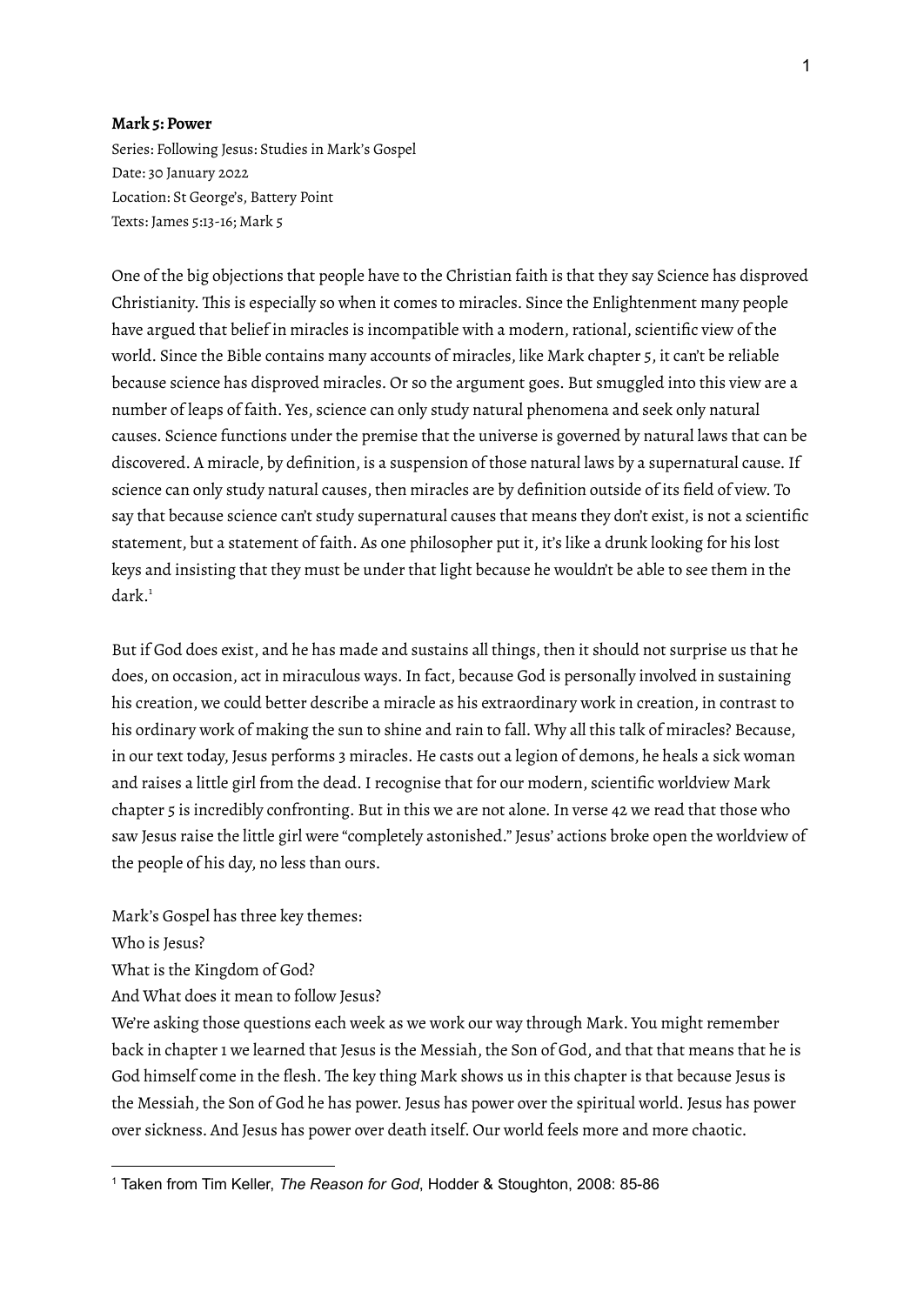**Mark 5: Power**

Series: Following Jesus: Studies in Mark's Gospel
Date: 30 January 2022
Location: St George's, Battery Point
Texts: James 5:13-16; Mark 5

One of the big objections that people have to the Christian faith is that they say Science has disproved Christianity. This is especially so when it comes to miracles. Since the Enlightenment many people have argued that belief in miracles is incompatible with a modern, rational, scientific view of the world. Since the Bible contains many accounts of miracles, like Mark chapter 5, it can't be reliable because science has disproved miracles. Or so the argument goes. But smuggled into this view are a number of leaps of faith. Yes, science can only study natural phenomena and seek only natural causes. Science functions under the premise that the universe is governed by natural laws that can be discovered. A miracle, by definition, is a suspension of those natural laws by a supernatural cause. If science can only study natural causes, then miracles are by definition outside of its field of view. To say that because science can't study supernatural causes that means they don't exist, is not a scientific statement, but a statement of faith. As one philosopher put it, it's like a drunk looking for his lost keys and insisting that they must be under that light because he wouldn't be able to see them in the dark.[1]

But if God does exist, and he has made and sustains all things, then it should not surprise us that he does, on occasion, act in miraculous ways. In fact, because God is personally involved in sustaining his creation, we could better describe a miracle as his extraordinary work in creation, in contrast to his ordinary work of making the sun to shine and rain to fall. Why all this talk of miracles? Because, in our text today, Jesus performs 3 miracles. He casts out a legion of demons, he heals a sick woman and raises a little girl from the dead. I recognise that for our modern, scientific worldview Mark chapter 5 is incredibly confronting. But in this we are not alone. In verse 42 we read that those who saw Jesus raise the little girl were "completely astonished." Jesus' actions broke open the worldview of the people of his day, no less than ours.

Mark's Gospel has three key themes:
Who is Jesus?
What is the Kingdom of God?
And What does it mean to follow Jesus?
We're asking those questions each week as we work our way through Mark. You might remember back in chapter 1 we learned that Jesus is the Messiah, the Son of God, and that that means that he is God himself come in the flesh. The key thing Mark shows us in this chapter is that because Jesus is the Messiah, the Son of God he has power. Jesus has power over the spiritual world. Jesus has power over sickness. And Jesus has power over death itself. Our world feels more and more chaotic.

[1] Taken from Tim Keller, *The Reason for God*, Hodder & Stoughton, 2008: 85-86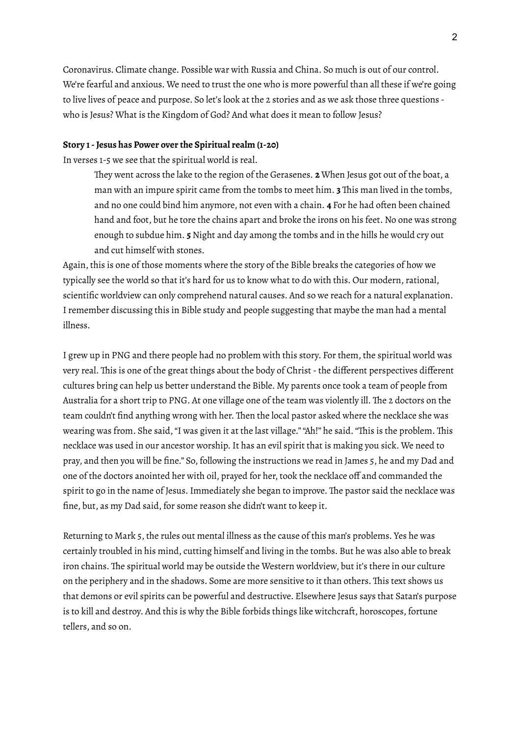Coronavirus. Climate change. Possible war with Russia and China. So much is out of our control. We're fearful and anxious. We need to trust the one who is more powerful than all these if we're going to live lives of peace and purpose. So let's look at the 2 stories and as we ask those three questions - who is Jesus? What is the Kingdom of God? And what does it mean to follow Jesus?

**Story 1 - Jesus has Power over the Spiritual realm (1-20)**

In verses 1-5 we see that the spiritual world is real.

> They went across the lake to the region of the Gerasenes. **2** When Jesus got out of the boat, a man with an impure spirit came from the tombs to meet him. **3** This man lived in the tombs, and no one could bind him anymore, not even with a chain. **4** For he had often been chained hand and foot, but he tore the chains apart and broke the irons on his feet. No one was strong enough to subdue him. **5** Night and day among the tombs and in the hills he would cry out and cut himself with stones.

Again, this is one of those moments where the story of the Bible breaks the categories of how we typically see the world so that it's hard for us to know what to do with this. Our modern, rational, scientific worldview can only comprehend natural causes. And so we reach for a natural explanation. I remember discussing this in Bible study and people suggesting that maybe the man had a mental illness.

I grew up in PNG and there people had no problem with this story. For them, the spiritual world was very real. This is one of the great things about the body of Christ - the different perspectives different cultures bring can help us better understand the Bible. My parents once took a team of people from Australia for a short trip to PNG. At one village one of the team was violently ill. The 2 doctors on the team couldn't find anything wrong with her. Then the local pastor asked where the necklace she was wearing was from. She said, "I was given it at the last village." "Ah!" he said. "This is the problem. This necklace was used in our ancestor worship. It has an evil spirit that is making you sick. We need to pray, and then you will be fine." So, following the instructions we read in James 5, he and my Dad and one of the doctors anointed her with oil, prayed for her, took the necklace off and commanded the spirit to go in the name of Jesus. Immediately she began to improve. The pastor said the necklace was fine, but, as my Dad said, for some reason she didn't want to keep it.

Returning to Mark 5, the rules out mental illness as the cause of this man's problems. Yes he was certainly troubled in his mind, cutting himself and living in the tombs. But he was also able to break iron chains. The spiritual world may be outside the Western worldview, but it's there in our culture on the periphery and in the shadows. Some are more sensitive to it than others. This text shows us that demons or evil spirits can be powerful and destructive. Elsewhere Jesus says that Satan's purpose is to kill and destroy. And this is why the Bible forbids things like witchcraft, horoscopes, fortune tellers, and so on.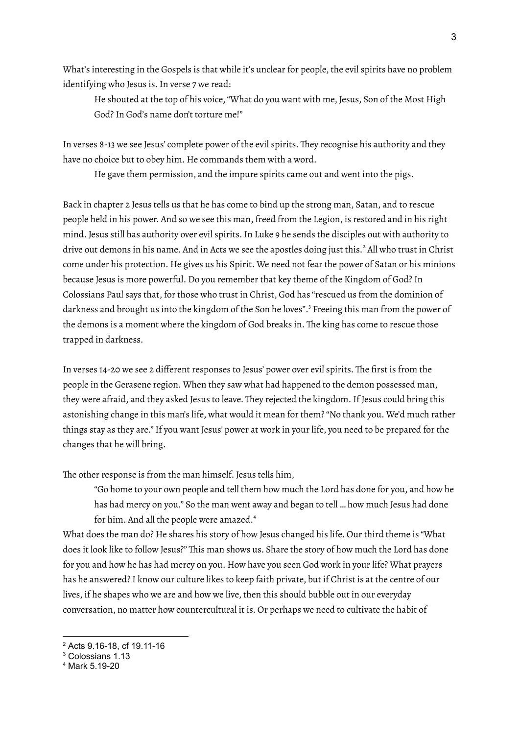What's interesting in the Gospels is that while it's unclear for people, the evil spirits have no problem identifying who Jesus is. In verse 7 we read:

> He shouted at the top of his voice, "What do you want with me, Jesus, Son of the Most High God? In God's name don't torture me!"

In verses 8-13 we see Jesus' complete power of the evil spirits. They recognise his authority and they have no choice but to obey him. He commands them with a word.

> He gave them permission, and the impure spirits came out and went into the pigs.

Back in chapter 2 Jesus tells us that he has come to bind up the strong man, Satan, and to rescue people held in his power. And so we see this man, freed from the Legion, is restored and in his right mind. Jesus still has authority over evil spirits. In Luke 9 he sends the disciples out with authority to drive out demons in his name. And in Acts we see the apostles doing just this.[2] All who trust in Christ come under his protection. He gives us his Spirit. We need not fear the power of Satan or his minions because Jesus is more powerful. Do you remember that key theme of the Kingdom of God? In Colossians Paul says that, for those who trust in Christ, God has "rescued us from the dominion of darkness and brought us into the kingdom of the Son he loves".[3] Freeing this man from the power of the demons is a moment where the kingdom of God breaks in. The king has come to rescue those trapped in darkness.

In verses 14-20 we see 2 different responses to Jesus' power over evil spirits. The first is from the people in the Gerasene region. When they saw what had happened to the demon possessed man, they were afraid, and they asked Jesus to leave. They rejected the kingdom. If Jesus could bring this astonishing change in this man's life, what would it mean for them? "No thank you. We'd much rather things stay as they are." If you want Jesus' power at work in your life, you need to be prepared for the changes that he will bring.

The other response is from the man himself. Jesus tells him,

> "Go home to your own people and tell them how much the Lord has done for you, and how he has had mercy on you." So the man went away and began to tell … how much Jesus had done for him. And all the people were amazed.[4]

What does the man do? He shares his story of how Jesus changed his life. Our third theme is "What does it look like to follow Jesus?" This man shows us. Share the story of how much the Lord has done for you and how he has had mercy on you. How have you seen God work in your life? What prayers has he answered? I know our culture likes to keep faith private, but if Christ is at the centre of our lives, if he shapes who we are and how we live, then this should bubble out in our everyday conversation, no matter how countercultural it is. Or perhaps we need to cultivate the habit of

---

[2] Acts 9.16-18, cf 19.11-16

[3] Colossians 1.13

[4] Mark 5.19-20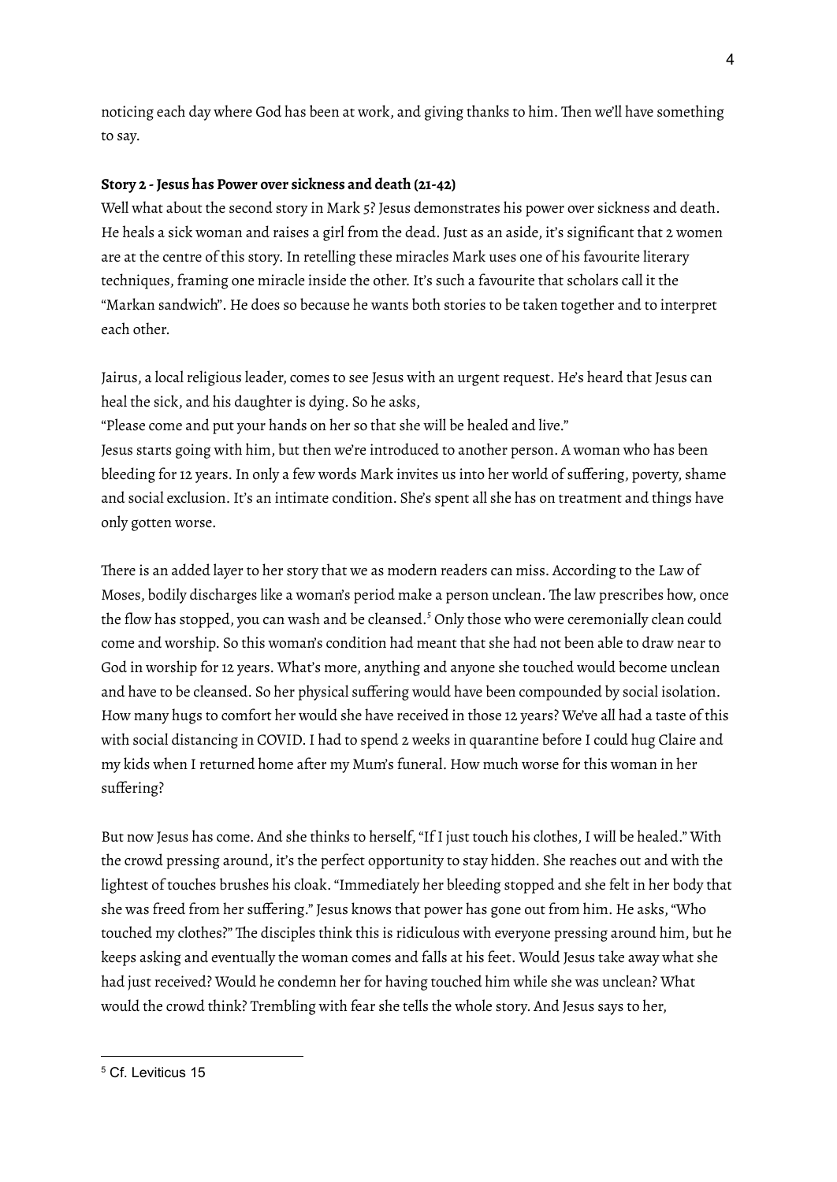noticing each day where God has been at work, and giving thanks to him. Then we'll have something to say.

**Story 2 - Jesus has Power over sickness and death (21-42)**

Well what about the second story in Mark 5? Jesus demonstrates his power over sickness and death. He heals a sick woman and raises a girl from the dead. Just as an aside, it's significant that 2 women are at the centre of this story. In retelling these miracles Mark uses one of his favourite literary techniques, framing one miracle inside the other. It's such a favourite that scholars call it the "Markan sandwich". He does so because he wants both stories to be taken together and to interpret each other.

Jairus, a local religious leader, comes to see Jesus with an urgent request. He's heard that Jesus can heal the sick, and his daughter is dying. So he asks,

"Please come and put your hands on her so that she will be healed and live."

Jesus starts going with him, but then we're introduced to another person. A woman who has been bleeding for 12 years. In only a few words Mark invites us into her world of suffering, poverty, shame and social exclusion. It's an intimate condition. She's spent all she has on treatment and things have only gotten worse.

There is an added layer to her story that we as modern readers can miss. According to the Law of Moses, bodily discharges like a woman's period make a person unclean. The law prescribes how, once the flow has stopped, you can wash and be cleansed.[5] Only those who were ceremonially clean could come and worship. So this woman's condition had meant that she had not been able to draw near to God in worship for 12 years. What's more, anything and anyone she touched would become unclean and have to be cleansed. So her physical suffering would have been compounded by social isolation. How many hugs to comfort her would she have received in those 12 years? We've all had a taste of this with social distancing in COVID. I had to spend 2 weeks in quarantine before I could hug Claire and my kids when I returned home after my Mum's funeral. How much worse for this woman in her suffering?

But now Jesus has come. And she thinks to herself, "If I just touch his clothes, I will be healed." With the crowd pressing around, it's the perfect opportunity to stay hidden. She reaches out and with the lightest of touches brushes his cloak. "Immediately her bleeding stopped and she felt in her body that she was freed from her suffering." Jesus knows that power has gone out from him. He asks, "Who touched my clothes?" The disciples think this is ridiculous with everyone pressing around him, but he keeps asking and eventually the woman comes and falls at his feet. Would Jesus take away what she had just received? Would he condemn her for having touched him while she was unclean? What would the crowd think? Trembling with fear she tells the whole story. And Jesus says to her,

---

[5] Cf. Leviticus 15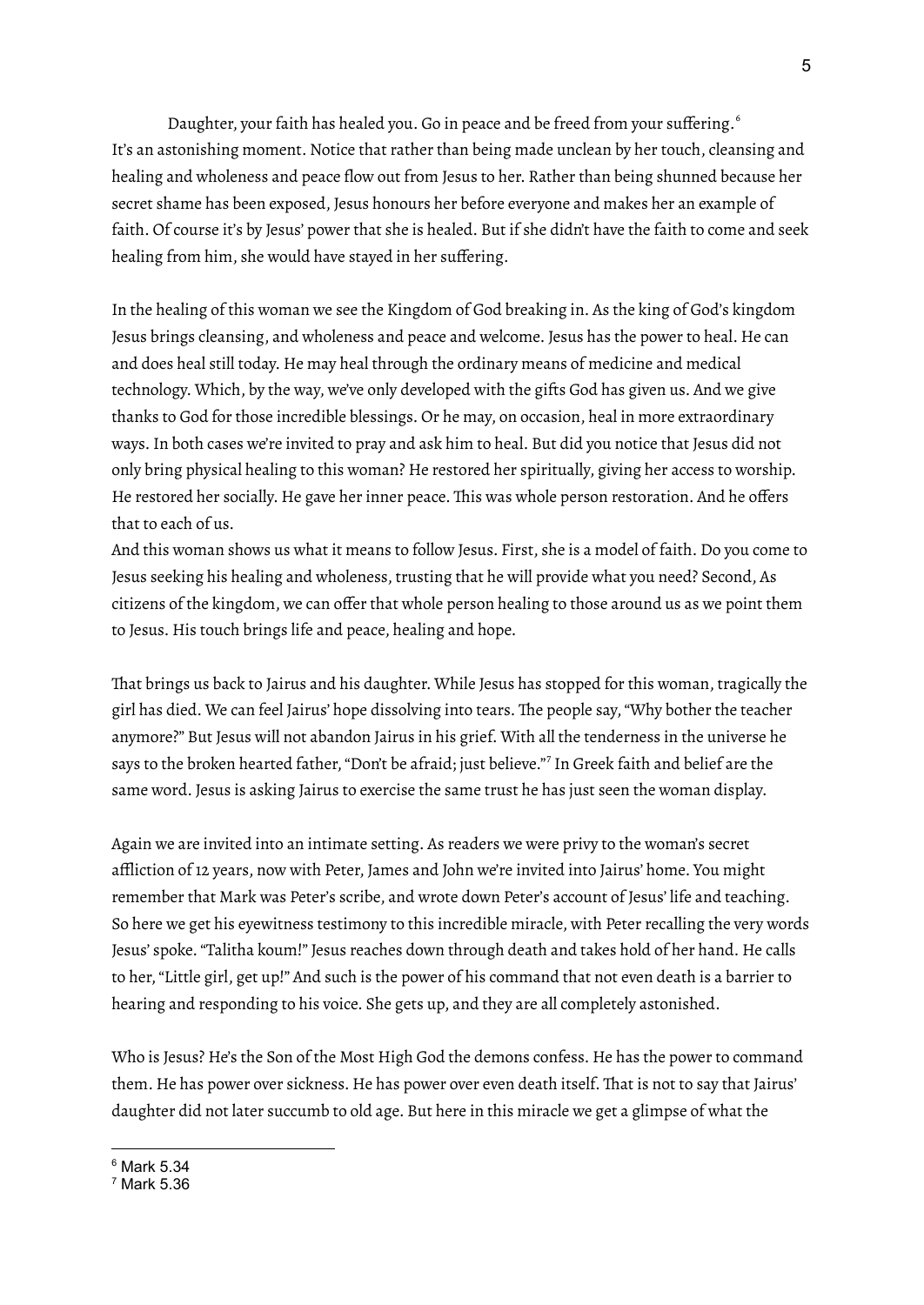Daughter, your faith has healed you. Go in peace and be freed from your suffering.[6]

It's an astonishing moment. Notice that rather than being made unclean by her touch, cleansing and healing and wholeness and peace flow out from Jesus to her. Rather than being shunned because her secret shame has been exposed, Jesus honours her before everyone and makes her an example of faith. Of course it's by Jesus' power that she is healed. But if she didn't have the faith to come and seek healing from him, she would have stayed in her suffering.

In the healing of this woman we see the Kingdom of God breaking in. As the king of God's kingdom Jesus brings cleansing, and wholeness and peace and welcome. Jesus has the power to heal. He can and does heal still today. He may heal through the ordinary means of medicine and medical technology. Which, by the way, we've only developed with the gifts God has given us. And we give thanks to God for those incredible blessings. Or he may, on occasion, heal in more extraordinary ways. In both cases we're invited to pray and ask him to heal. But did you notice that Jesus did not only bring physical healing to this woman? He restored her spiritually, giving her access to worship. He restored her socially. He gave her inner peace. This was whole person restoration. And he offers that to each of us.

And this woman shows us what it means to follow Jesus. First, she is a model of faith. Do you come to Jesus seeking his healing and wholeness, trusting that he will provide what you need? Second, As citizens of the kingdom, we can offer that whole person healing to those around us as we point them to Jesus. His touch brings life and peace, healing and hope.

That brings us back to Jairus and his daughter. While Jesus has stopped for this woman, tragically the girl has died. We can feel Jairus' hope dissolving into tears. The people say, "Why bother the teacher anymore?" But Jesus will not abandon Jairus in his grief. With all the tenderness in the universe he says to the broken hearted father, "Don't be afraid; just believe."[7] In Greek faith and belief are the same word. Jesus is asking Jairus to exercise the same trust he has just seen the woman display.

Again we are invited into an intimate setting. As readers we were privy to the woman's secret affliction of 12 years, now with Peter, James and John we're invited into Jairus' home. You might remember that Mark was Peter's scribe, and wrote down Peter's account of Jesus' life and teaching. So here we get his eyewitness testimony to this incredible miracle, with Peter recalling the very words Jesus' spoke. "Talitha koum!" Jesus reaches down through death and takes hold of her hand. He calls to her, "Little girl, get up!" And such is the power of his command that not even death is a barrier to hearing and responding to his voice. She gets up, and they are all completely astonished.

Who is Jesus? He's the Son of the Most High God the demons confess. He has the power to command them. He has power over sickness. He has power over even death itself. That is not to say that Jairus' daughter did not later succumb to old age. But here in this miracle we get a glimpse of what the

---

[6] Mark 5.34

[7] Mark 5.36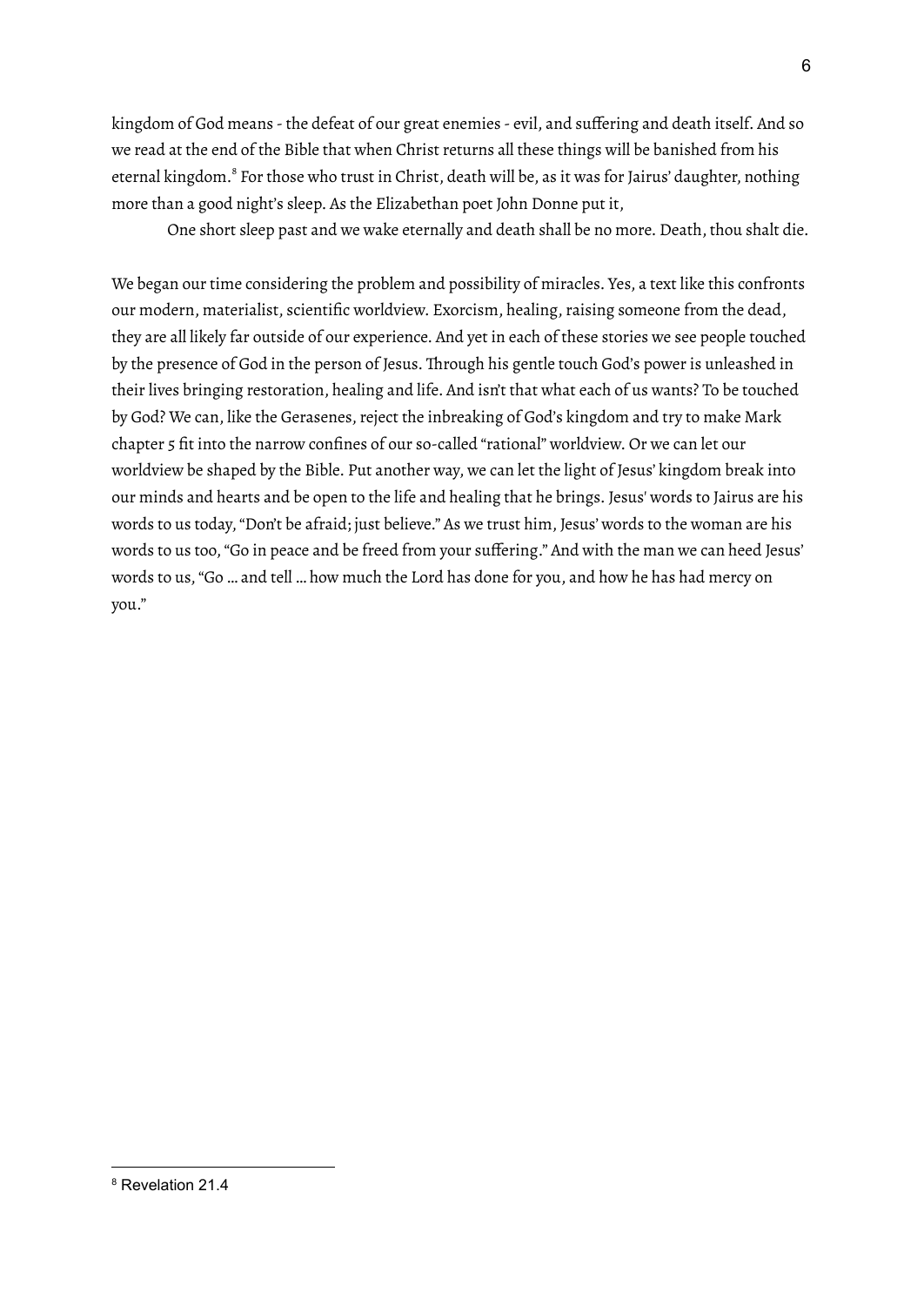kingdom of God means - the defeat of our great enemies - evil, and suffering and death itself. And so we read at the end of the Bible that when Christ returns all these things will be banished from his eternal kingdom.[8] For those who trust in Christ, death will be, as it was for Jairus' daughter, nothing more than a good night's sleep. As the Elizabethan poet John Donne put it,

> One short sleep past and we wake eternally and death shall be no more. Death, thou shalt die.

We began our time considering the problem and possibility of miracles. Yes, a text like this confronts our modern, materialist, scientific worldview. Exorcism, healing, raising someone from the dead, they are all likely far outside of our experience. And yet in each of these stories we see people touched by the presence of God in the person of Jesus. Through his gentle touch God's power is unleashed in their lives bringing restoration, healing and life. And isn't that what each of us wants? To be touched by God? We can, like the Gerasenes, reject the inbreaking of God's kingdom and try to make Mark chapter 5 fit into the narrow confines of our so-called "rational" worldview. Or we can let our worldview be shaped by the Bible. Put another way, we can let the light of Jesus' kingdom break into our minds and hearts and be open to the life and healing that he brings. Jesus' words to Jairus are his words to us today, "Don't be afraid; just believe." As we trust him, Jesus' words to the woman are his words to us too, "Go in peace and be freed from your suffering." And with the man we can heed Jesus' words to us, "Go … and tell … how much the Lord has done for you, and how he has had mercy on you."

---

[8] Revelation 21.4